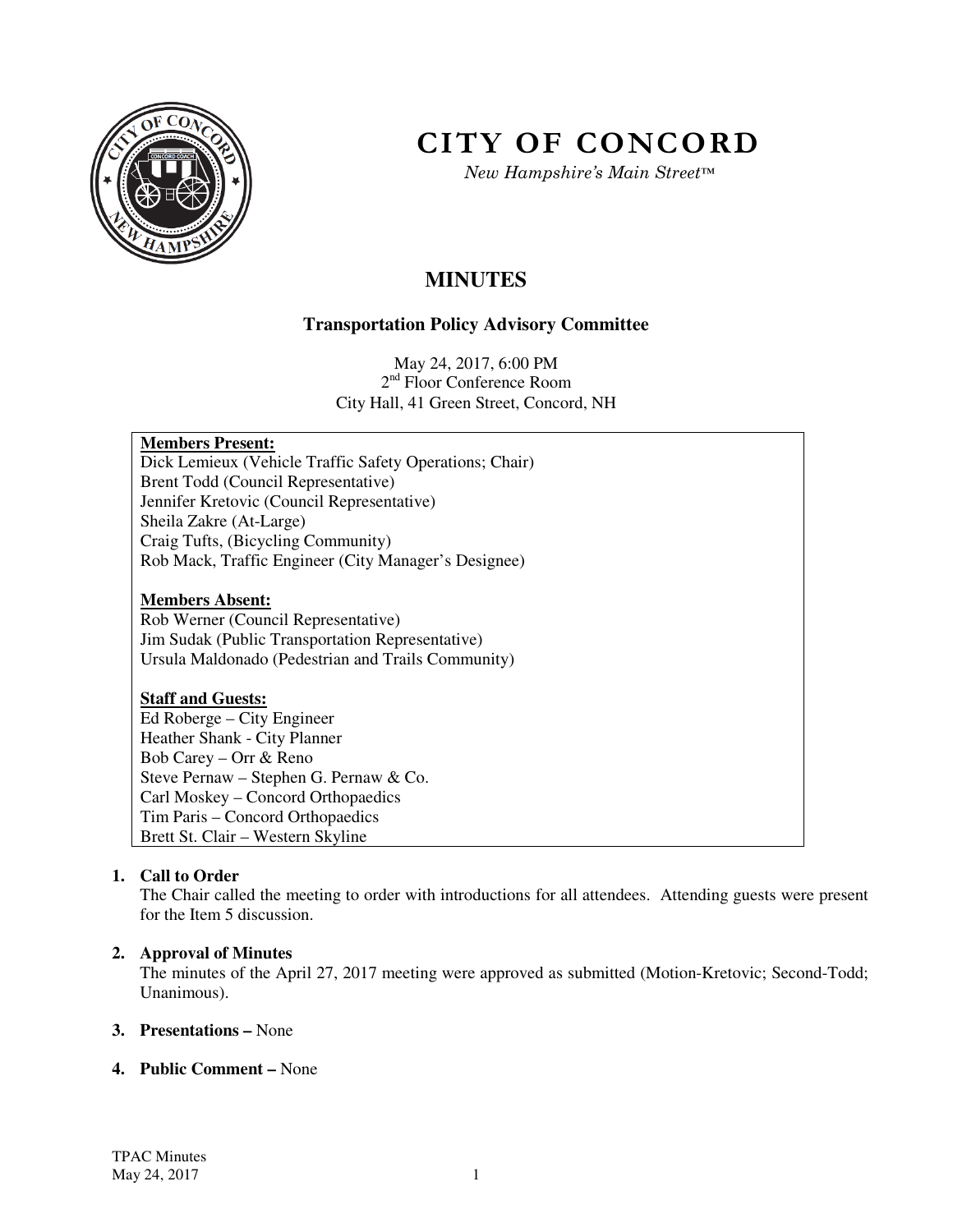# CITY OF CONCORD

*New Hampshire's Main Street™*

## MINUTES

### Transportation Policy Advisory Committee

May 24, 2017, 6:00 PM
2nd Floor Conference Room
City Hall, 41 Green Street, Concord, NH

**Members Present:**
Dick Lemieux (Vehicle Traffic Safety Operations; Chair)
Brent Todd (Council Representative)
Jennifer Kretovic (Council Representative)
Sheila Zakre (At-Large)
Craig Tufts, (Bicycling Community)
Rob Mack, Traffic Engineer (City Manager's Designee)

**Members Absent:**
Rob Werner (Council Representative)
Jim Sudak (Public Transportation Representative)
Ursula Maldonado (Pedestrian and Trails Community)

**Staff and Guests:**
Ed Roberge – City Engineer
Heather Shank - City Planner
Bob Carey – Orr & Reno
Steve Pernaw – Stephen G. Pernaw & Co.
Carl Moskey – Concord Orthopaedics
Tim Paris – Concord Orthopaedics
Brett St. Clair – Western Skyline

1. **Call to Order**
   The Chair called the meeting to order with introductions for all attendees. Attending guests were present for the Item 5 discussion.

2. **Approval of Minutes**
   The minutes of the April 27, 2017 meeting were approved as submitted (Motion-Kretovic; Second-Todd; Unanimous).

3. **Presentations –** None

4. **Public Comment –** None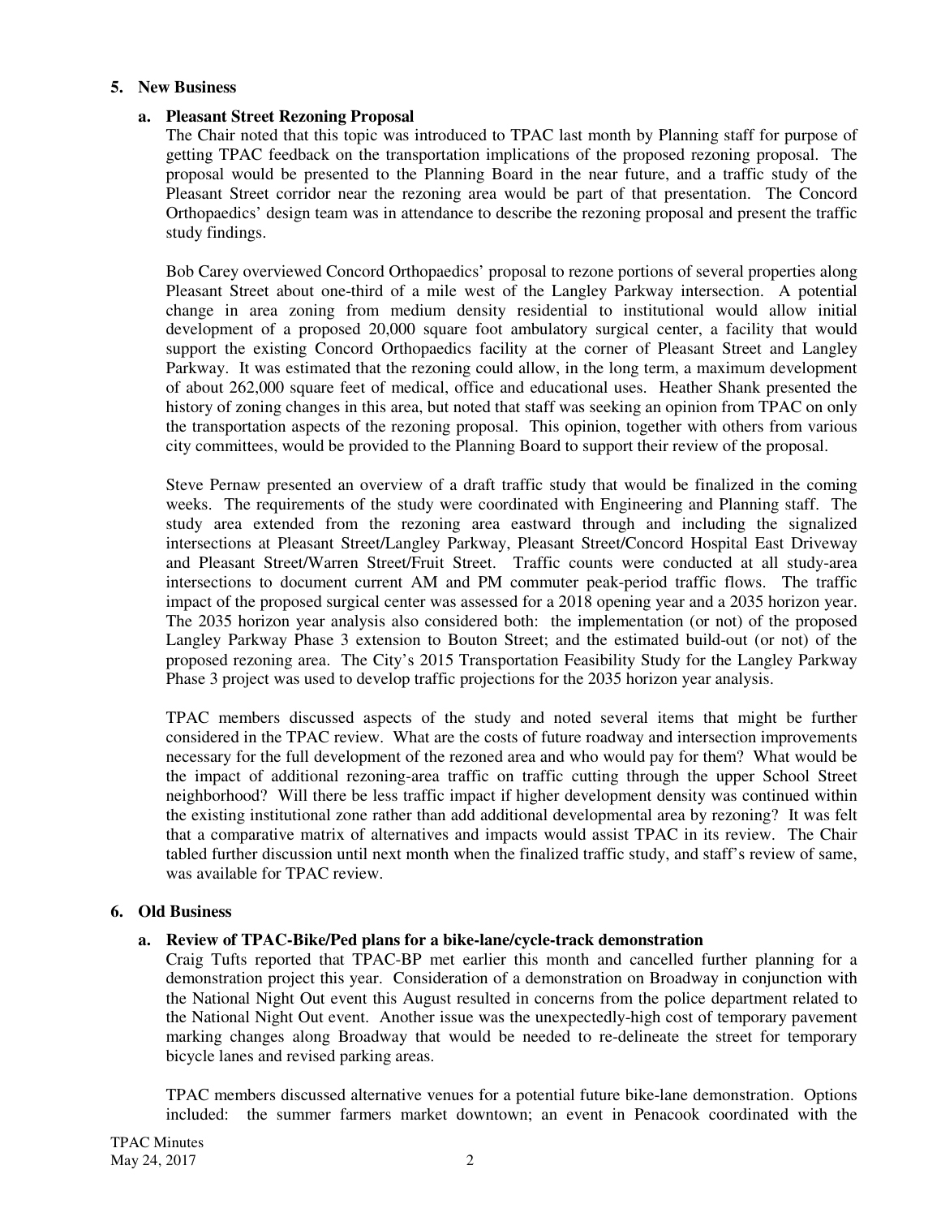## 5. New Business

### a. Pleasant Street Rezoning Proposal

The Chair noted that this topic was introduced to TPAC last month by Planning staff for purpose of getting TPAC feedback on the transportation implications of the proposed rezoning proposal. The proposal would be presented to the Planning Board in the near future, and a traffic study of the Pleasant Street corridor near the rezoning area would be part of that presentation. The Concord Orthopaedics' design team was in attendance to describe the rezoning proposal and present the traffic study findings.

Bob Carey overviewed Concord Orthopaedics' proposal to rezone portions of several properties along Pleasant Street about one-third of a mile west of the Langley Parkway intersection. A potential change in area zoning from medium density residential to institutional would allow initial development of a proposed 20,000 square foot ambulatory surgical center, a facility that would support the existing Concord Orthopaedics facility at the corner of Pleasant Street and Langley Parkway. It was estimated that the rezoning could allow, in the long term, a maximum development of about 262,000 square feet of medical, office and educational uses. Heather Shank presented the history of zoning changes in this area, but noted that staff was seeking an opinion from TPAC on only the transportation aspects of the rezoning proposal. This opinion, together with others from various city committees, would be provided to the Planning Board to support their review of the proposal.

Steve Pernaw presented an overview of a draft traffic study that would be finalized in the coming weeks. The requirements of the study were coordinated with Engineering and Planning staff. The study area extended from the rezoning area eastward through and including the signalized intersections at Pleasant Street/Langley Parkway, Pleasant Street/Concord Hospital East Driveway and Pleasant Street/Warren Street/Fruit Street. Traffic counts were conducted at all study-area intersections to document current AM and PM commuter peak-period traffic flows. The traffic impact of the proposed surgical center was assessed for a 2018 opening year and a 2035 horizon year. The 2035 horizon year analysis also considered both: the implementation (or not) of the proposed Langley Parkway Phase 3 extension to Bouton Street; and the estimated build-out (or not) of the proposed rezoning area. The City's 2015 Transportation Feasibility Study for the Langley Parkway Phase 3 project was used to develop traffic projections for the 2035 horizon year analysis.

TPAC members discussed aspects of the study and noted several items that might be further considered in the TPAC review. What are the costs of future roadway and intersection improvements necessary for the full development of the rezoned area and who would pay for them? What would be the impact of additional rezoning-area traffic on traffic cutting through the upper School Street neighborhood? Will there be less traffic impact if higher development density was continued within the existing institutional zone rather than add additional developmental area by rezoning? It was felt that a comparative matrix of alternatives and impacts would assist TPAC in its review. The Chair tabled further discussion until next month when the finalized traffic study, and staff's review of same, was available for TPAC review.

## 6. Old Business

### a. Review of TPAC-Bike/Ped plans for a bike-lane/cycle-track demonstration

Craig Tufts reported that TPAC-BP met earlier this month and cancelled further planning for a demonstration project this year. Consideration of a demonstration on Broadway in conjunction with the National Night Out event this August resulted in concerns from the police department related to the National Night Out event. Another issue was the unexpectedly-high cost of temporary pavement marking changes along Broadway that would be needed to re-delineate the street for temporary bicycle lanes and revised parking areas.

TPAC members discussed alternative venues for a potential future bike-lane demonstration. Options included: the summer farmers market downtown; an event in Penacook coordinated with the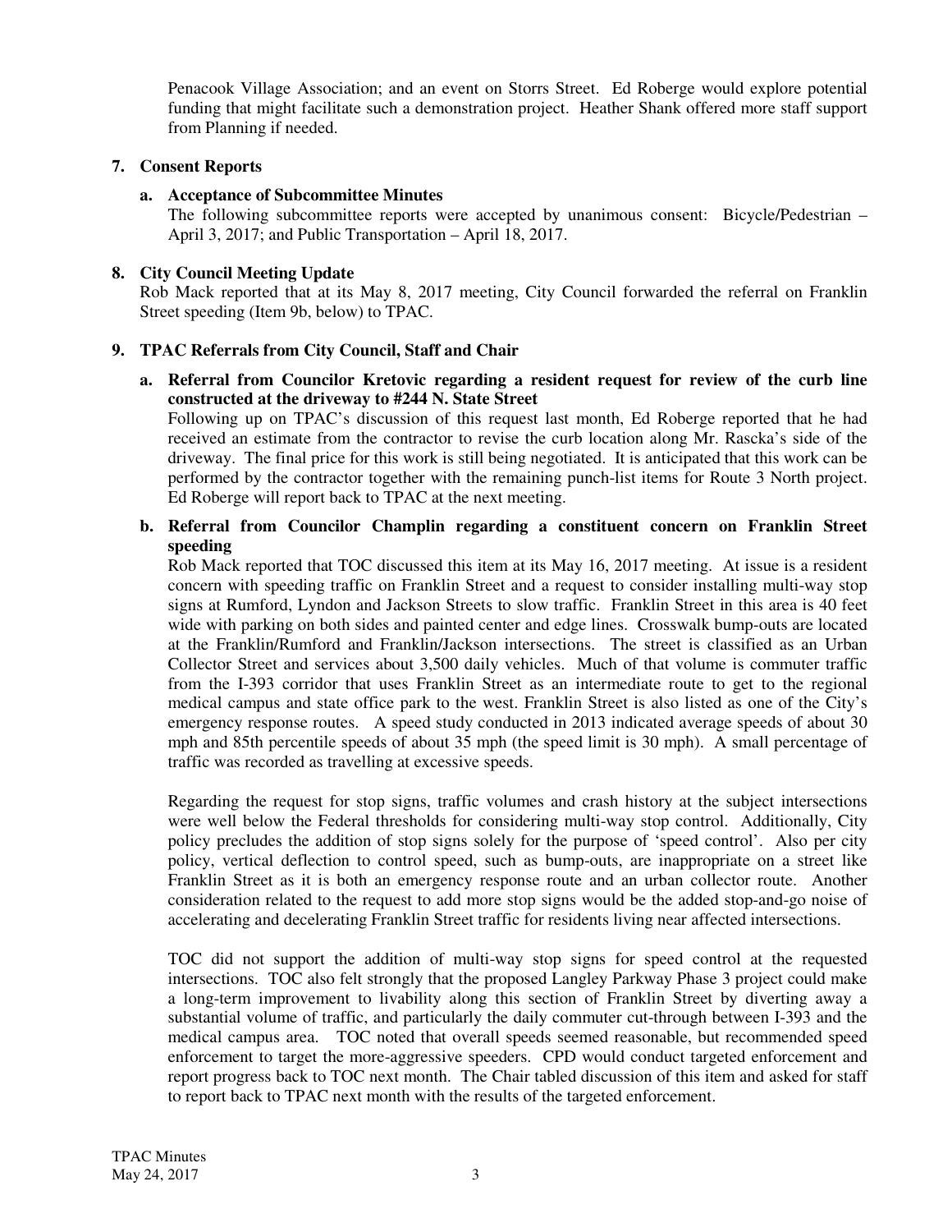Penacook Village Association; and an event on Storrs Street. Ed Roberge would explore potential funding that might facilitate such a demonstration project. Heather Shank offered more staff support from Planning if needed.

**7. Consent Reports**

**a. Acceptance of Subcommittee Minutes**

The following subcommittee reports were accepted by unanimous consent: Bicycle/Pedestrian – April 3, 2017; and Public Transportation – April 18, 2017.

**8. City Council Meeting Update**

Rob Mack reported that at its May 8, 2017 meeting, City Council forwarded the referral on Franklin Street speeding (Item 9b, below) to TPAC.

**9. TPAC Referrals from City Council, Staff and Chair**

**a. Referral from Councilor Kretovic regarding a resident request for review of the curb line constructed at the driveway to #244 N. State Street**

Following up on TPAC's discussion of this request last month, Ed Roberge reported that he had received an estimate from the contractor to revise the curb location along Mr. Rascka's side of the driveway. The final price for this work is still being negotiated. It is anticipated that this work can be performed by the contractor together with the remaining punch-list items for Route 3 North project. Ed Roberge will report back to TPAC at the next meeting.

**b. Referral from Councilor Champlin regarding a constituent concern on Franklin Street speeding**

Rob Mack reported that TOC discussed this item at its May 16, 2017 meeting. At issue is a resident concern with speeding traffic on Franklin Street and a request to consider installing multi-way stop signs at Rumford, Lyndon and Jackson Streets to slow traffic. Franklin Street in this area is 40 feet wide with parking on both sides and painted center and edge lines. Crosswalk bump-outs are located at the Franklin/Rumford and Franklin/Jackson intersections. The street is classified as an Urban Collector Street and services about 3,500 daily vehicles. Much of that volume is commuter traffic from the I-393 corridor that uses Franklin Street as an intermediate route to get to the regional medical campus and state office park to the west. Franklin Street is also listed as one of the City's emergency response routes. A speed study conducted in 2013 indicated average speeds of about 30 mph and 85th percentile speeds of about 35 mph (the speed limit is 30 mph). A small percentage of traffic was recorded as travelling at excessive speeds.

Regarding the request for stop signs, traffic volumes and crash history at the subject intersections were well below the Federal thresholds for considering multi-way stop control. Additionally, City policy precludes the addition of stop signs solely for the purpose of 'speed control'. Also per city policy, vertical deflection to control speed, such as bump-outs, are inappropriate on a street like Franklin Street as it is both an emergency response route and an urban collector route. Another consideration related to the request to add more stop signs would be the added stop-and-go noise of accelerating and decelerating Franklin Street traffic for residents living near affected intersections.

TOC did not support the addition of multi-way stop signs for speed control at the requested intersections. TOC also felt strongly that the proposed Langley Parkway Phase 3 project could make a long-term improvement to livability along this section of Franklin Street by diverting away a substantial volume of traffic, and particularly the daily commuter cut-through between I-393 and the medical campus area. TOC noted that overall speeds seemed reasonable, but recommended speed enforcement to target the more-aggressive speeders. CPD would conduct targeted enforcement and report progress back to TOC next month. The Chair tabled discussion of this item and asked for staff to report back to TPAC next month with the results of the targeted enforcement.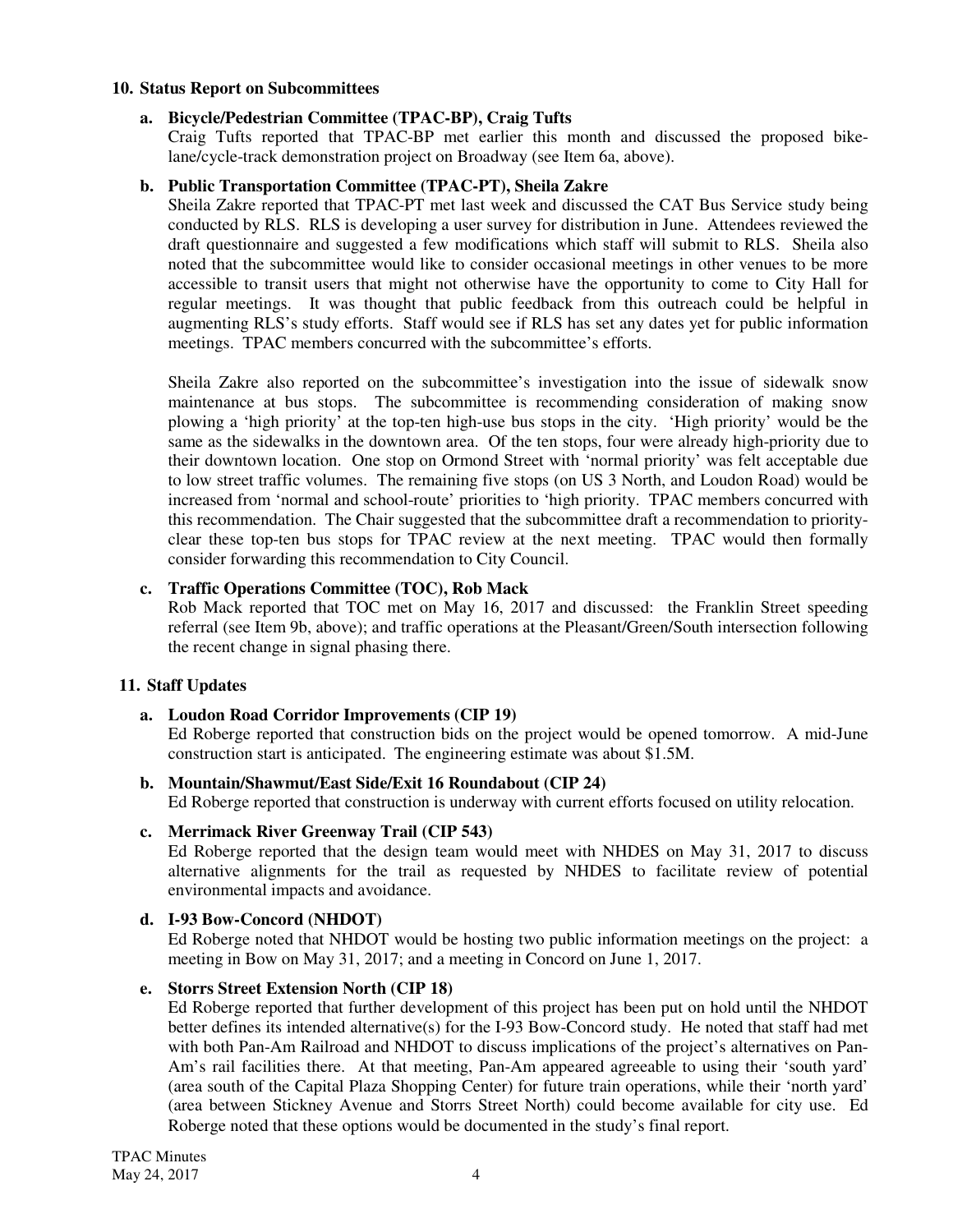## 10. Status Report on Subcommittees

### a. Bicycle/Pedestrian Committee (TPAC-BP), Craig Tufts

Craig Tufts reported that TPAC-BP met earlier this month and discussed the proposed bike-lane/cycle-track demonstration project on Broadway (see Item 6a, above).

### b. Public Transportation Committee (TPAC-PT), Sheila Zakre

Sheila Zakre reported that TPAC-PT met last week and discussed the CAT Bus Service study being conducted by RLS. RLS is developing a user survey for distribution in June. Attendees reviewed the draft questionnaire and suggested a few modifications which staff will submit to RLS. Sheila also noted that the subcommittee would like to consider occasional meetings in other venues to be more accessible to transit users that might not otherwise have the opportunity to come to City Hall for regular meetings. It was thought that public feedback from this outreach could be helpful in augmenting RLS's study efforts. Staff would see if RLS has set any dates yet for public information meetings. TPAC members concurred with the subcommittee's efforts.

Sheila Zakre also reported on the subcommittee's investigation into the issue of sidewalk snow maintenance at bus stops. The subcommittee is recommending consideration of making snow plowing a 'high priority' at the top-ten high-use bus stops in the city. 'High priority' would be the same as the sidewalks in the downtown area. Of the ten stops, four were already high-priority due to their downtown location. One stop on Ormond Street with 'normal priority' was felt acceptable due to low street traffic volumes. The remaining five stops (on US 3 North, and Loudon Road) would be increased from 'normal and school-route' priorities to 'high priority. TPAC members concurred with this recommendation. The Chair suggested that the subcommittee draft a recommendation to priority-clear these top-ten bus stops for TPAC review at the next meeting. TPAC would then formally consider forwarding this recommendation to City Council.

### c. Traffic Operations Committee (TOC), Rob Mack

Rob Mack reported that TOC met on May 16, 2017 and discussed: the Franklin Street speeding referral (see Item 9b, above); and traffic operations at the Pleasant/Green/South intersection following the recent change in signal phasing there.

## 11. Staff Updates

### a. Loudon Road Corridor Improvements (CIP 19)

Ed Roberge reported that construction bids on the project would be opened tomorrow. A mid-June construction start is anticipated. The engineering estimate was about $1.5M.

### b. Mountain/Shawmut/East Side/Exit 16 Roundabout (CIP 24)

Ed Roberge reported that construction is underway with current efforts focused on utility relocation.

### c. Merrimack River Greenway Trail (CIP 543)

Ed Roberge reported that the design team would meet with NHDES on May 31, 2017 to discuss alternative alignments for the trail as requested by NHDES to facilitate review of potential environmental impacts and avoidance.

### d. I-93 Bow-Concord (NHDOT)

Ed Roberge noted that NHDOT would be hosting two public information meetings on the project: a meeting in Bow on May 31, 2017; and a meeting in Concord on June 1, 2017.

### e. Storrs Street Extension North (CIP 18)

Ed Roberge reported that further development of this project has been put on hold until the NHDOT better defines its intended alternative(s) for the I-93 Bow-Concord study. He noted that staff had met with both Pan-Am Railroad and NHDOT to discuss implications of the project's alternatives on Pan-Am's rail facilities there. At that meeting, Pan-Am appeared agreeable to using their 'south yard' (area south of the Capital Plaza Shopping Center) for future train operations, while their 'north yard' (area between Stickney Avenue and Storrs Street North) could become available for city use. Ed Roberge noted that these options would be documented in the study's final report.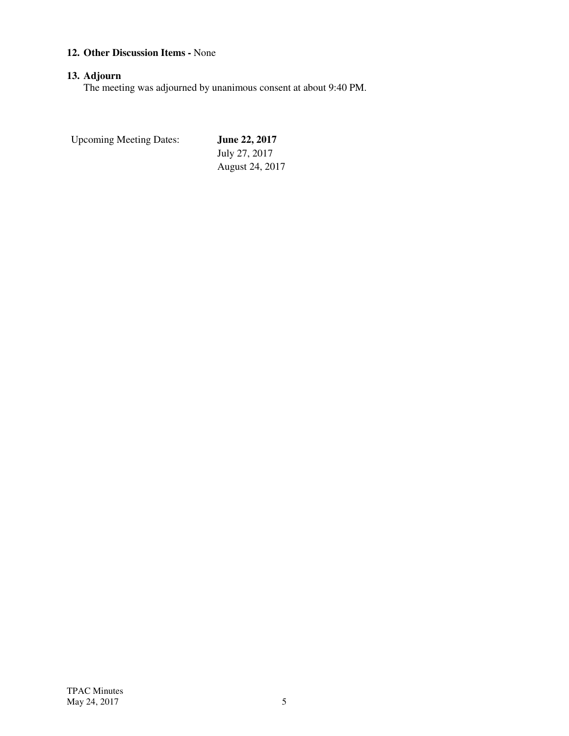**12. Other Discussion Items -** None

**13. Adjourn**

The meeting was adjourned by unanimous consent at about 9:40 PM.

Upcoming Meeting Dates: **June 22, 2017**
July 27, 2017
August 24, 2017